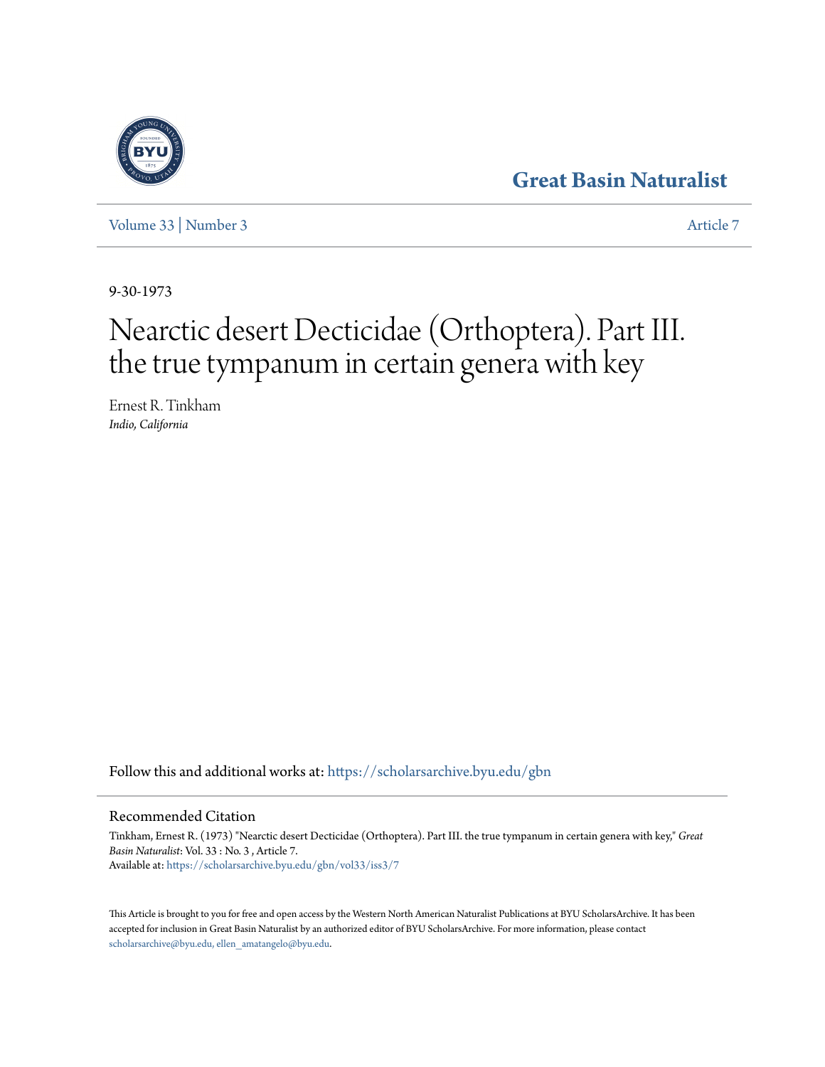Great Basin Naturalist

Volume 33 | Number 3 Article 7

9-30-1973

# Nearctic desert Decticidae (Orthoptera). Part III. the true tympanum in certain genera with key

Ernest R. Tinkham
*Indio, California*

Follow this and additional works at: https://scholarsarchive.byu.edu/gbn

## Recommended Citation

Tinkham, Ernest R. (1973) "Nearctic desert Decticidae (Orthoptera). Part III. the true tympanum in certain genera with key," *Great Basin Naturalist*: Vol. 33 : No. 3 , Article 7.
Available at: https://scholarsarchive.byu.edu/gbn/vol33/iss3/7

This Article is brought to you for free and open access by the Western North American Naturalist Publications at BYU ScholarsArchive. It has been accepted for inclusion in Great Basin Naturalist by an authorized editor of BYU ScholarsArchive. For more information, please contact scholarsarchive@byu.edu, ellen_amatangelo@byu.edu.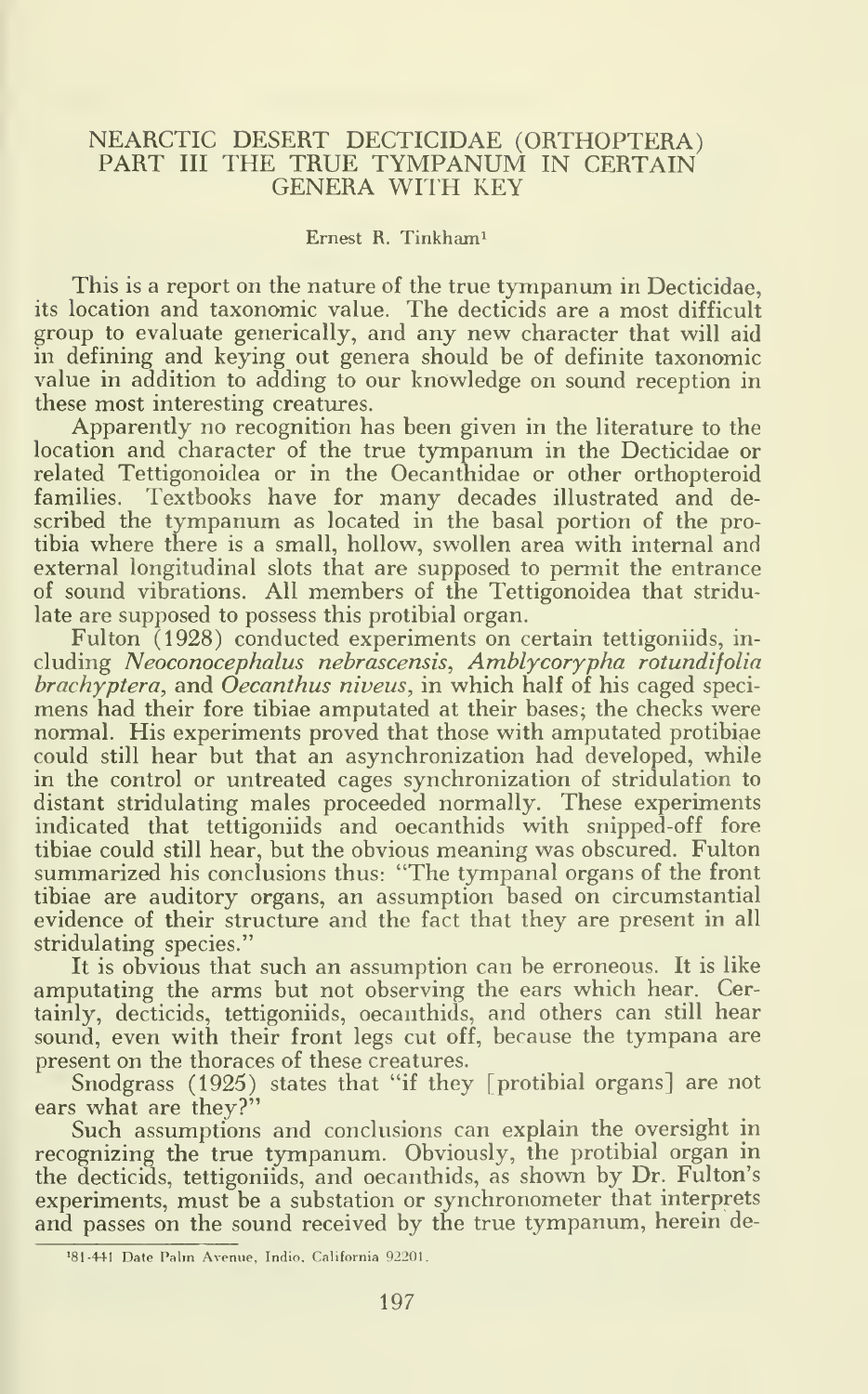## NEARCTIC DESERT DECTICIDAE (ORTHOPTERA) PART III THE TRUE TYMPANUM IN CERTAIN GENERA WITH KEY

Ernest R. Tinkham[1]

This is a report on the nature of the true tympanum in Decticidae, its location and taxonomic value. The decticids are a most difficult group to evaluate generically, and any new character that will aid in defining and keying out genera should be of definite taxonomic value in addition to adding to our knowledge on sound reception in these most interesting creatures.

Apparently no recognition has been given in the literature to the location and character of the true tympanum in the Decticidae or related Tettigonoidea or in the Oecanthidae or other orthopteroid families. Textbooks have for many decades illustrated and described the tympanum as located in the basal portion of the protibia where there is a small, hollow, swollen area with internal and external longitudinal slots that are supposed to permit the entrance of sound vibrations. All members of the Tettigonoidea that stridulate are supposed to possess this protibial organ.

Fulton (1928) conducted experiments on certain tettigoniids, including *Neoconocephalus nebrascensis*, *Amblycorypha rotundifolia brachyptera*, and *Oecanthus niveus*, in which half of his caged specimens had their fore tibiae amputated at their bases; the checks were normal. His experiments proved that those with amputated protibiae could still hear but that an asynchronization had developed, while in the control or untreated cages synchronization of stridulation to distant stridulating males proceeded normally. These experiments indicated that tettigoniids and oecanthids with snipped-off fore tibiae could still hear, but the obvious meaning was obscured. Fulton summarized his conclusions thus: "The tympanal organs of the front tibiae are auditory organs, an assumption based on circumstantial evidence of their structure and the fact that they are present in all stridulating species."

It is obvious that such an assumption can be erroneous. It is like amputating the arms but not observing the ears which hear. Certainly, decticids, tettigoniids, oecanthids, and others can still hear sound, even with their front legs cut off, because the tympana are present on the thoraces of these creatures.

Snodgrass (1925) states that "if they [protibial organs] are not ears what are they?"

Such assumptions and conclusions can explain the oversight in recognizing the true tympanum. Obviously, the protibial organ in the decticids, tettigoniids, and oecanthids, as shown by Dr. Fulton's experiments, must be a substation or synchronometer that interprets and passes on the sound received by the true tympanum, herein de-

[1]81-441 Date Palm Avenue, Indio, California 92201.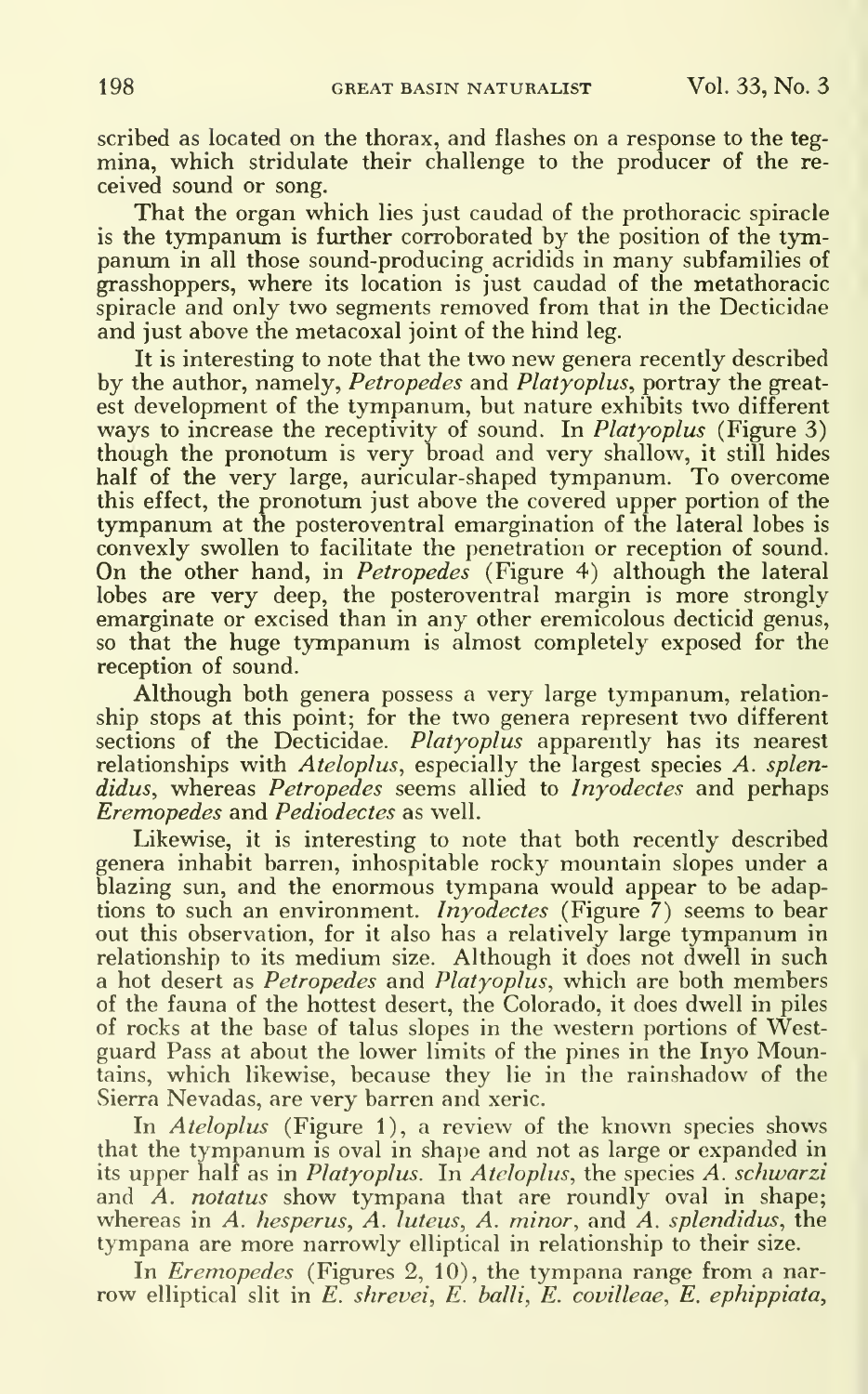scribed as located on the thorax, and flashes on a response to the tegmina, which stridulate their challenge to the producer of the received sound or song.

That the organ which lies just caudad of the prothoracic spiracle is the tympanum is further corroborated by the position of the tympanum in all those sound-producing acridids in many subfamilies of grasshoppers, where its location is just caudad of the metathoracic spiracle and only two segments removed from that in the Decticidae and just above the metacoxal joint of the hind leg.

It is interesting to note that the two new genera recently described by the author, namely, *Petropedes* and *Platyoplus*, portray the greatest development of the tympanum, but nature exhibits two different ways to increase the receptivity of sound. In *Platyoplus* (Figure 3) though the pronotum is very broad and very shallow, it still hides half of the very large, auricular-shaped tympanum. To overcome this effect, the pronotum just above the covered upper portion of the tympanum at the posteroventral emargination of the lateral lobes is convexly swollen to facilitate the penetration or reception of sound. On the other hand, in *Petropedes* (Figure 4) although the lateral lobes are very deep, the posteroventral margin is more strongly emarginate or excised than in any other eremicolous decticid genus, so that the huge tympanum is almost completely exposed for the reception of sound.

Although both genera possess a very large tympanum, relationship stops at this point; for the two genera represent two different sections of the Decticidae. *Platyoplus* apparently has its nearest relationships with *Ateloplus*, especially the largest species *A. splendidus*, whereas *Petropedes* seems allied to *Inyodectes* and perhaps *Eremopedes* and *Pediodectes* as well.

Likewise, it is interesting to note that both recently described genera inhabit barren, inhospitable rocky mountain slopes under a blazing sun, and the enormous tympana would appear to be adaptions to such an environment. *Inyodectes* (Figure 7) seems to bear out this observation, for it also has a relatively large tympanum in relationship to its medium size. Although it does not dwell in such a hot desert as *Petropedes* and *Platyoplus*, which are both members of the fauna of the hottest desert, the Colorado, it does dwell in piles of rocks at the base of talus slopes in the western portions of Westguard Pass at about the lower limits of the pines in the Inyo Mountains, which likewise, because they lie in the rainshadow of the Sierra Nevadas, are very barren and xeric.

In *Ateloplus* (Figure 1), a review of the known species shows that the tympanum is oval in shape and not as large or expanded in its upper half as in *Platyoplus*. In *Ateloplus*, the species *A. schwarzi* and *A. notatus* show tympana that are roundly oval in shape; whereas in *A. hesperus*, *A. luteus*, *A. minor*, and *A. splendidus*, the tympana are more narrowly elliptical in relationship to their size.

In *Eremopedes* (Figures 2, 10), the tympana range from a narrow elliptical slit in *E. shrevei*, *E. balli*, *E. covilleae*, *E. ephippiata*,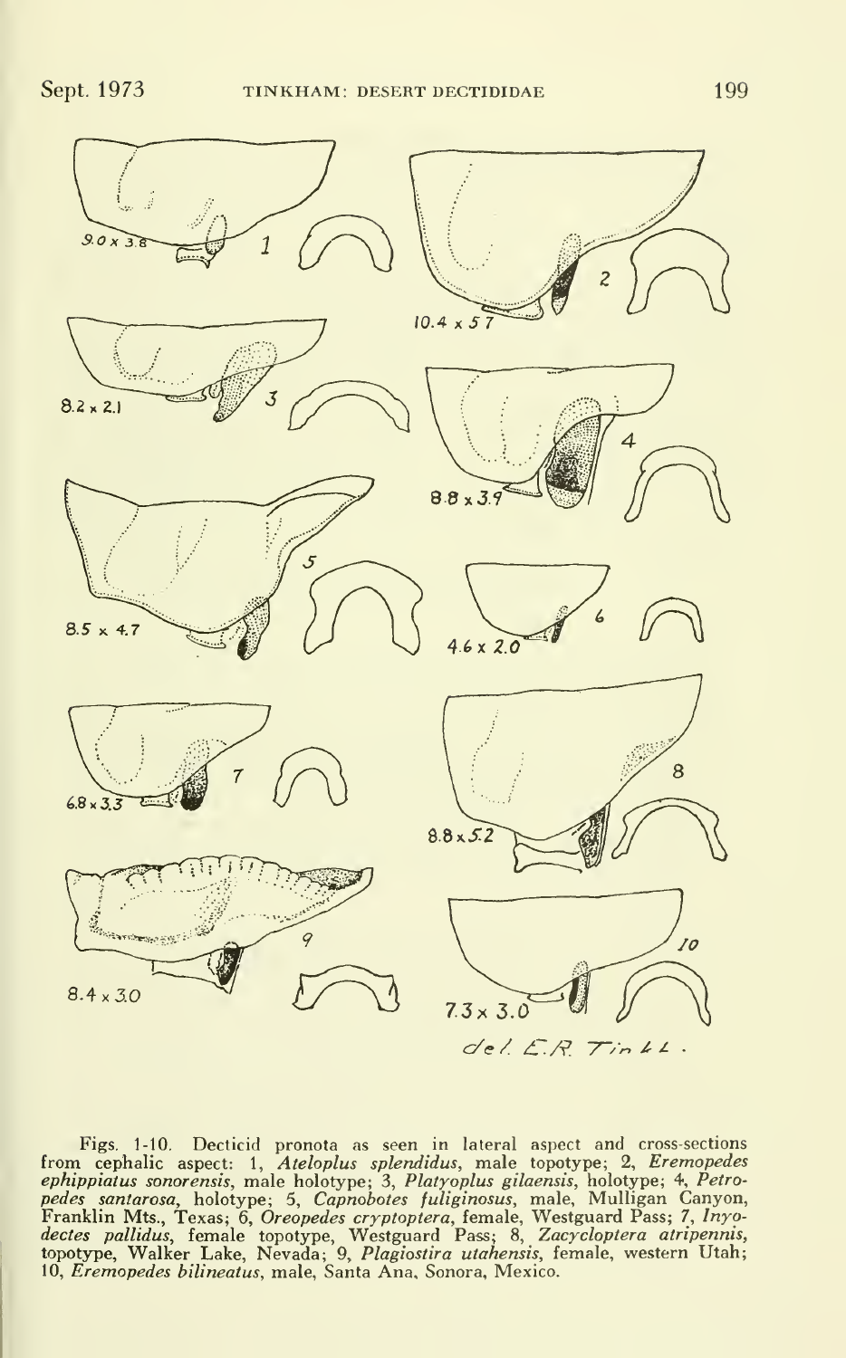9.0 x 3.8

10.4 x 5.7

8.2 x 2.1

8.8 x 3.9

8.5 x 4.7

4.6 x 2.0

6.8 x 3.3

8.8 x 5.2

8.4 x 3.0

7.3 x 3.0

del. E.R. Tink.

Figs. 1-10. Decticid pronota as seen in lateral aspect and cross-sections from cephalic aspect: 1, *Ateloplus splendidus*, male topotype; 2, *Eremopedes ephippiatus sonorensis*, male holotype; 3, *Platyoplus gilaensis*, holotype; 4, *Petropedes santarosa*, holotype; 5, *Capnobotes fuliginosus*, male, Mulligan Canyon, Franklin Mts., Texas; 6, *Oreopedes cryptoptera*, female, Westguard Pass; 7, *Inyodectes pallidus*, female topotype, Westguard Pass; 8, *Zacycloptera atripennis*, topotype, Walker Lake, Nevada; 9, *Plagiostira utahensis*, female, western Utah; 10, *Eremopedes bilineatus*, male, Santa Ana, Sonora, Mexico.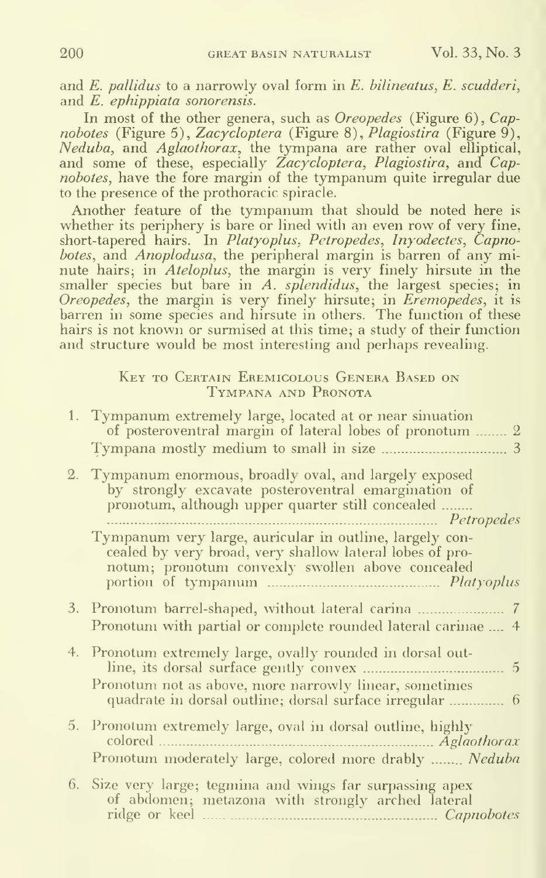and *E. pallidus* to a narrowly oval form in *E. bilineatus*, *E. scudderi*, and *E. ephippiata sonorensis*.

In most of the other genera, such as *Oreopedes* (Figure 6), *Capnobotes* (Figure 5), *Zacycloptera* (Figure 8), *Plagiostira* (Figure 9), *Neduba*, and *Aglaothorax*, the tympana are rather oval elliptical, and some of these, especially *Zacycloptera*, *Plagiostira*, and *Capnobotes*, have the fore margin of the tympanum quite irregular due to the presence of the prothoracic spiracle.

Another feature of the tympanum that should be noted here is whether its periphery is bare or lined with an even row of very fine, short-tapered hairs. In *Platyoplus*, *Petropedes*, *Inyodectes*, *Capnobotes*, and *Anoplodusa*, the peripheral margin is barren of any minute hairs; in *Ateloplus*, the margin is very finely hirsute in the smaller species but bare in *A. splendidus*, the largest species; in *Oreopedes*, the margin is very finely hirsute; in *Eremopedes*, it is barren in some species and hirsute in others. The function of these hairs is not known or surmised at this time; a study of their function and structure would be most interesting and perhaps revealing.

## Key to Certain Eremicolous Genera Based on Tympana and Pronota

1. Tympanum extremely large, located at or near sinuation of posteroventral margin of lateral lobes of pronotum ........ 2
   Tympana mostly medium to small in size ................................ 3

2. Tympanum enormous, broadly oval, and largely exposed by strongly excavate posteroventral emargination of pronotum, although upper quarter still concealed ........ *Petropedes*
   Tympanum very large, auricular in outline, largely concealed by very broad, very shallow lateral lobes of pronotum; pronotum convexly swollen above concealed portion of tympanum ........................................ *Platyoplus*

3. Pronotum barrel-shaped, without lateral carina ...................... 7
   Pronotum with partial or complete rounded lateral carinae .... 4

4. Pronotum extremely large, ovally rounded in dorsal outline, its dorsal surface gently convex .................................... 5
   Pronotum not as above, more narrowly linear, sometimes quadrate in dorsal outline; dorsal surface irregular .............. 6

5. Pronotum extremely large, oval in dorsal outline, highly colored ........................................................................ *Aglaothorax*
   Pronotum moderately large, colored more drably ........ *Neduba*

6. Size very large; tegmina and wings far surpassing apex of abdomen; metazona with strongly arched lateral ridge or keel ........................................................ *Capnobotes*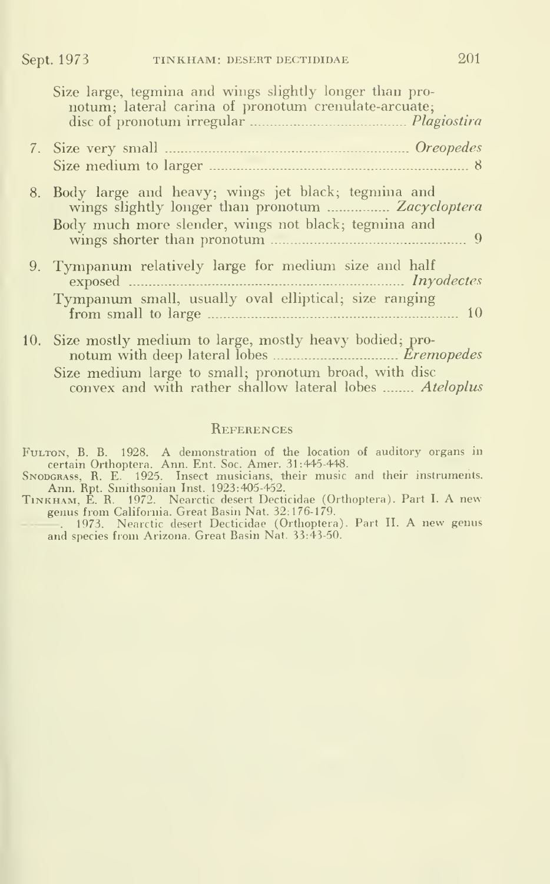Size large, tegmina and wings slightly longer than pronotum; lateral carina of pronotum crenulate-arcuate; disc of pronotum irregular ........................................ *Plagiostira*

7. Size very small ................................................................ *Oreopedes*
   Size medium to larger ................................................................ 8

8. Body large and heavy; wings jet black; tegmina and wings slightly longer than pronotum ................ *Zacycloptera*
   Body much more slender, wings not black; tegmina and wings shorter than pronotum ................................................ 9

9. Tympanum relatively large for medium size and half exposed ................................................................ *Inyodectes*
   Tympanum small, usually oval elliptical; size ranging from small to large ................................................................ 10

10. Size mostly medium to large, mostly heavy bodied; pronotum with deep lateral lobes ................................ *Eremopedes*
    Size medium large to small; pronotum broad, with disc convex and with rather shallow lateral lobes ........ *Ateloplus*

## References

Fulton, B. B. 1928. A demonstration of the location of auditory organs in certain Orthoptera. Ann. Ent. Soc. Amer. 31:445-448.

Snodgrass, R. E. 1925. Insect musicians, their music and their instruments. Ann. Rpt. Smithsonian Inst. 1923:405-452.

Tinkham, E. R. 1972. Nearctic desert Decticidae (Orthoptera). Part I. A new genus from California. Great Basin Nat. 32:176-179.

———. 1973. Nearctic desert Decticidae (Orthoptera). Part II. A new genus and species from Arizona. Great Basin Nat. 33:43-50.